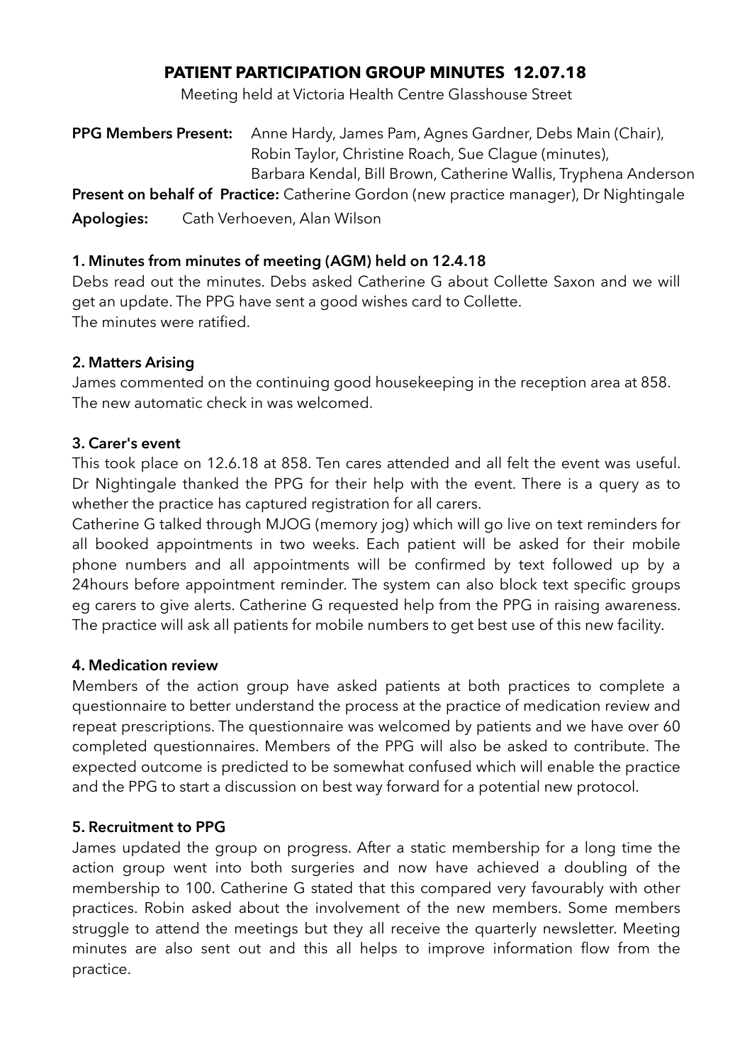# PATIENT PARTICIPATION GROUP MINUTES 12.07.18

Meeting held at Victoria Health Centre Glasshouse Street

**PPG Members Present:** Anne Hardy, James Pam, Agnes Gardner, Debs Main (Chair), Robin Taylor, Christine Roach, Sue Clague (minutes), Barbara Kendal, Bill Brown, Catherine Wallis, Tryphena Anderson

**Present on behalf of Practice:** Catherine Gordon (new practice manager), Dr Nightingale

**Apologies:** Cath Verhoeven, Alan Wilson

### 1. Minutes from minutes of meeting (AGM) held on 12.4.18

Debs read out the minutes. Debs asked Catherine G about Collette Saxon and we will get an update. The PPG have sent a good wishes card to Collette.
The minutes were ratified.

### 2. Matters Arising

James commented on the continuing good housekeeping in the reception area at 858. The new automatic check in was welcomed.

### 3. Carer's event

This took place on 12.6.18 at 858. Ten cares attended and all felt the event was useful. Dr Nightingale thanked the PPG for their help with the event. There is a query as to whether the practice has captured registration for all carers.

Catherine G talked through MJOG (memory jog) which will go live on text reminders for all booked appointments in two weeks. Each patient will be asked for their mobile phone numbers and all appointments will be confirmed by text followed up by a 24hours before appointment reminder. The system can also block text specific groups eg carers to give alerts. Catherine G requested help from the PPG in raising awareness. The practice will ask all patients for mobile numbers to get best use of this new facility.

### 4. Medication review

Members of the action group have asked patients at both practices to complete a questionnaire to better understand the process at the practice of medication review and repeat prescriptions. The questionnaire was welcomed by patients and we have over 60 completed questionnaires. Members of the PPG will also be asked to contribute. The expected outcome is predicted to be somewhat confused which will enable the practice and the PPG to start a discussion on best way forward for a potential new protocol.

### 5. Recruitment to PPG

James updated the group on progress. After a static membership for a long time the action group went into both surgeries and now have achieved a doubling of the membership to 100. Catherine G stated that this compared very favourably with other practices. Robin asked about the involvement of the new members. Some members struggle to attend the meetings but they all receive the quarterly newsletter. Meeting minutes are also sent out and this all helps to improve information flow from the practice.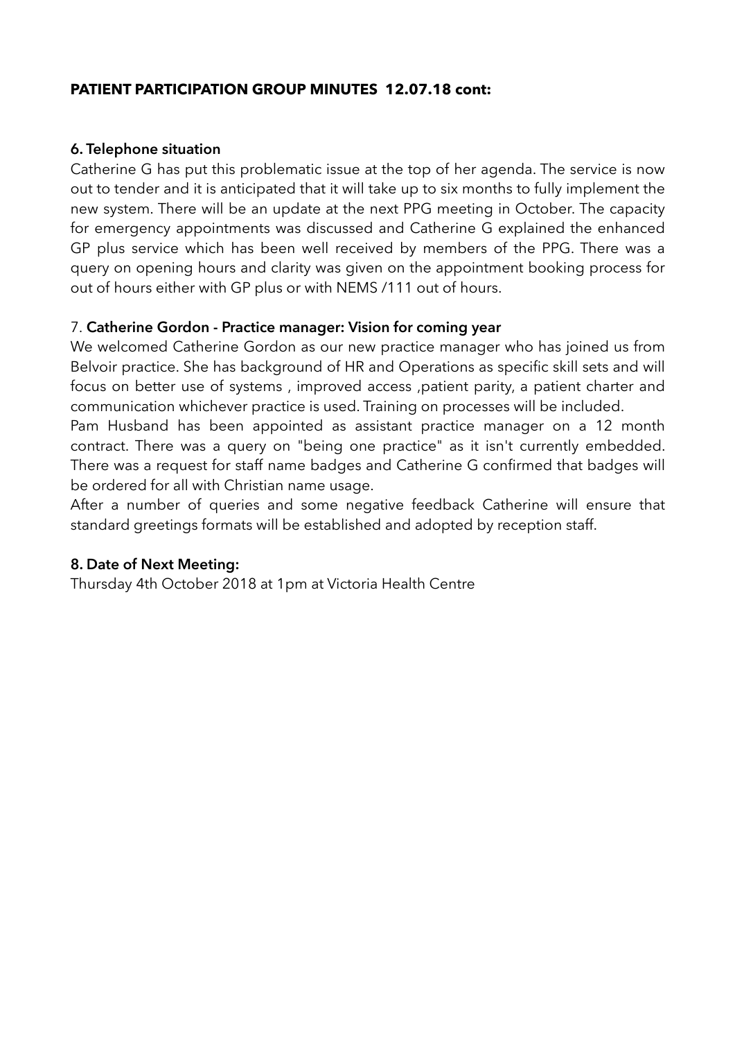**PATIENT PARTICIPATION GROUP MINUTES 12.07.18 cont:**

**6. Telephone situation**

Catherine G has put this problematic issue at the top of her agenda. The service is now out to tender and it is anticipated that it will take up to six months to fully implement the new system. There will be an update at the next PPG meeting in October. The capacity for emergency appointments was discussed and Catherine G explained the enhanced GP plus service which has been well received by members of the PPG. There was a query on opening hours and clarity was given on the appointment booking process for out of hours either with GP plus or with NEMS /111 out of hours.

7. **Catherine Gordon - Practice manager: Vision for coming year**

We welcomed Catherine Gordon as our new practice manager who has joined us from Belvoir practice. She has background of HR and Operations as specific skill sets and will focus on better use of systems , improved access ,patient parity, a patient charter and communication whichever practice is used. Training on processes will be included.

Pam Husband has been appointed as assistant practice manager on a 12 month contract. There was a query on "being one practice" as it isn't currently embedded. There was a request for staff name badges and Catherine G confirmed that badges will be ordered for all with Christian name usage.

After a number of queries and some negative feedback Catherine will ensure that standard greetings formats will be established and adopted by reception staff.

**8. Date of Next Meeting:**

Thursday 4th October 2018 at 1pm at Victoria Health Centre